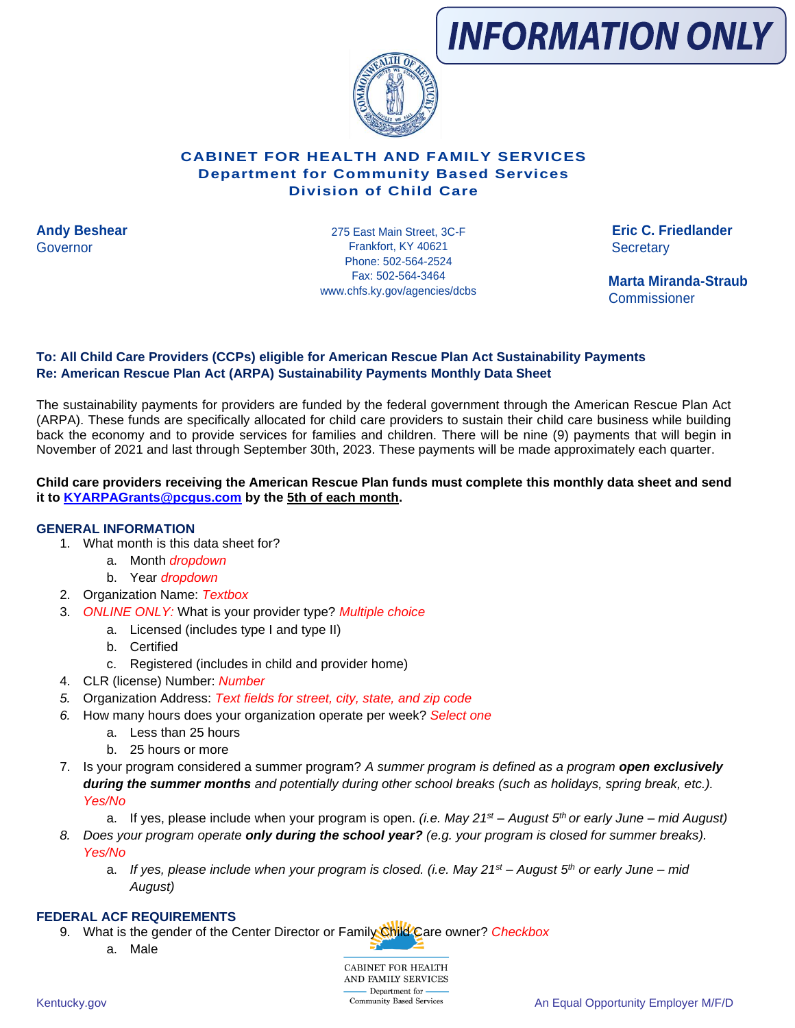**INFORMATION ONLY**

**CABINET FOR HEALTH AND FAMILY SERVICES**
**Department for Community Based Services**
**Division of Child Care**

**Andy Beshear**
Governor

275 East Main Street, 3C-F
Frankfort, KY 40621
Phone: 502-564-2524
Fax: 502-564-3464
www.chfs.ky.gov/agencies/dcbs

**Eric C. Friedlander**
Secretary

**Marta Miranda-Straub**
Commissioner

**To: All Child Care Providers (CCPs) eligible for American Rescue Plan Act Sustainability Payments**
**Re: American Rescue Plan Act (ARPA) Sustainability Payments Monthly Data Sheet**

The sustainability payments for providers are funded by the federal government through the American Rescue Plan Act (ARPA). These funds are specifically allocated for child care providers to sustain their child care business while building back the economy and to provide services for families and children. There will be nine (9) payments that will begin in November of 2021 and last through September 30th, 2023. These payments will be made approximately each quarter.

**Child care providers receiving the American Rescue Plan funds must complete this monthly data sheet and send it to [KYARPAGrants@pcgus.com](mailto:KYARPAGrants@pcgus.com) by the 5th of each month.**

## GENERAL INFORMATION

1. What month is this data sheet for?
   a. Month *dropdown*
   b. Year *dropdown*
2. Organization Name: *Textbox*
3. *ONLINE ONLY:* What is your provider type? *Multiple choice*
   a. Licensed (includes type I and type II)
   b. Certified
   c. Registered (includes in child and provider home)
4. CLR (license) Number: *Number*
5. Organization Address: *Text fields for street, city, state, and zip code*
6. How many hours does your organization operate per week? *Select one*
   a. Less than 25 hours
   b. 25 hours or more
7. Is your program considered a summer program? *A summer program is defined as a program* ***open exclusively during the summer months*** *and potentially during other school breaks (such as holidays, spring break, etc.).* *Yes/No*
   a. If yes, please include when your program is open. *(i.e. May 21st – August 5th or early June – mid August)*
8. *Does your program operate* ***only during the school year?*** *(e.g. your program is closed for summer breaks).* *Yes/No*
   a. *If yes, please include when your program is closed. (i.e. May 21st – August 5th or early June – mid August)*

## FEDERAL ACF REQUIREMENTS

9. What is the gender of the Center Director or Family Child Care owner? *Checkbox*
   a. Male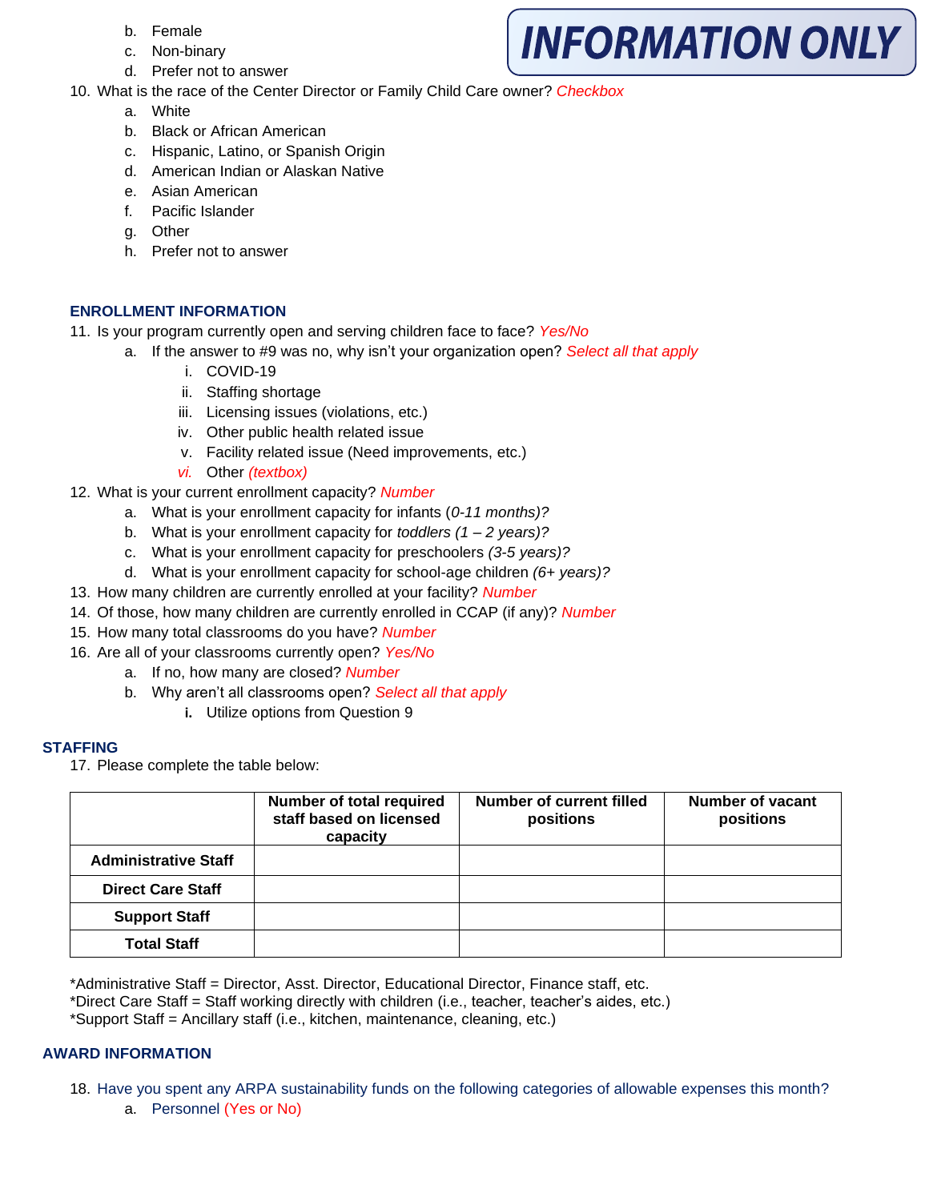INFORMATION ONLY

   b. Female
   c. Non-binary
   d. Prefer not to answer

10. What is the race of the Center Director or Family Child Care owner? *Checkbox*
    a. White
    b. Black or African American
    c. Hispanic, Latino, or Spanish Origin
    d. American Indian or Alaskan Native
    e. Asian American
    f. Pacific Islander
    g. Other
    h. Prefer not to answer

### ENROLLMENT INFORMATION

11. Is your program currently open and serving children face to face? *Yes/No*
    a. If the answer to #9 was no, why isn't your organization open? *Select all that apply*
       i. COVID-19
       ii. Staffing shortage
       iii. Licensing issues (violations, etc.)
       iv. Other public health related issue
       v. Facility related issue (Need improvements, etc.)
       vi. Other *(textbox)*
12. What is your current enrollment capacity? *Number*
    a. What is your enrollment capacity for infants (*0-11 months)?*
    b. What is your enrollment capacity for *toddlers (1 – 2 years)?*
    c. What is your enrollment capacity for preschoolers *(3-5 years)?*
    d. What is your enrollment capacity for school-age children *(6+ years)?*
13. How many children are currently enrolled at your facility? *Number*
14. Of those, how many children are currently enrolled in CCAP (if any)? *Number*
15. How many total classrooms do you have? *Number*
16. Are all of your classrooms currently open? *Yes/No*
    a. If no, how many are closed? *Number*
    b. Why aren't all classrooms open? *Select all that apply*
       i. Utilize options from Question 9

### STAFFING

17. Please complete the table below:

| | Number of total required staff based on licensed capacity | Number of current filled positions | Number of vacant positions |
|---|---|---|---|
| **Administrative Staff** | | | |
| **Direct Care Staff** | | | |
| **Support Staff** | | | |
| **Total Staff** | | | |

*Administrative Staff = Director, Asst. Director, Educational Director, Finance staff, etc.
*Direct Care Staff = Staff working directly with children (i.e., teacher, teacher's aides, etc.)
*Support Staff = Ancillary staff (i.e., kitchen, maintenance, cleaning, etc.)

### AWARD INFORMATION

18. Have you spent any ARPA sustainability funds on the following categories of allowable expenses this month?
    a. Personnel (Yes or No)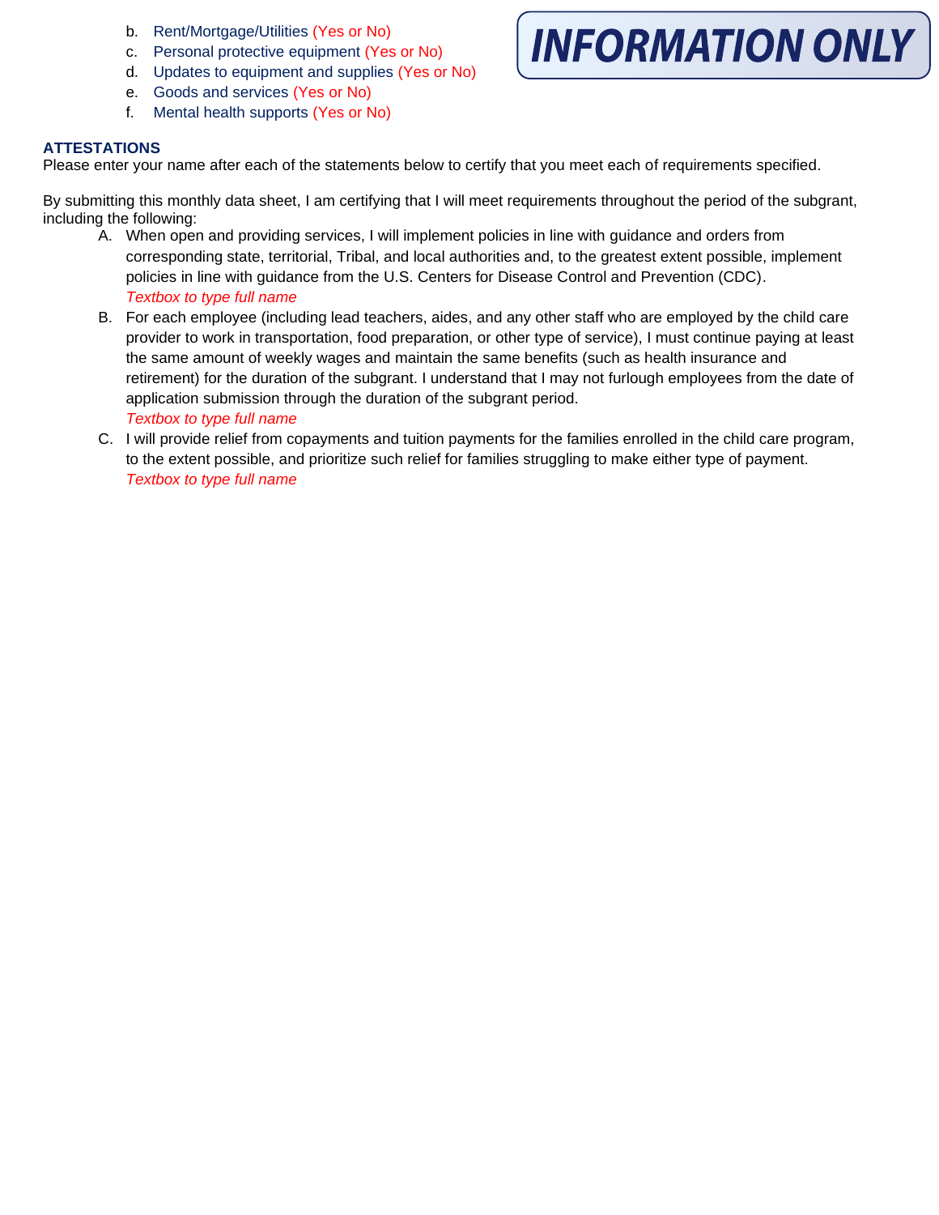**INFORMATION ONLY**

b. Rent/Mortgage/Utilities (Yes or No)
c. Personal protective equipment (Yes or No)
d. Updates to equipment and supplies (Yes or No)
e. Goods and services (Yes or No)
f. Mental health supports (Yes or No)

## ATTESTATIONS

Please enter your name after each of the statements below to certify that you meet each of requirements specified.

By submitting this monthly data sheet, I am certifying that I will meet requirements throughout the period of the subgrant, including the following:

A. When open and providing services, I will implement policies in line with guidance and orders from corresponding state, territorial, Tribal, and local authorities and, to the greatest extent possible, implement policies in line with guidance from the U.S. Centers for Disease Control and Prevention (CDC).
*Textbox to type full name*

B. For each employee (including lead teachers, aides, and any other staff who are employed by the child care provider to work in transportation, food preparation, or other type of service), I must continue paying at least the same amount of weekly wages and maintain the same benefits (such as health insurance and retirement) for the duration of the subgrant. I understand that I may not furlough employees from the date of application submission through the duration of the subgrant period.
*Textbox to type full name*

C. I will provide relief from copayments and tuition payments for the families enrolled in the child care program, to the extent possible, and prioritize such relief for families struggling to make either type of payment.
*Textbox to type full name*